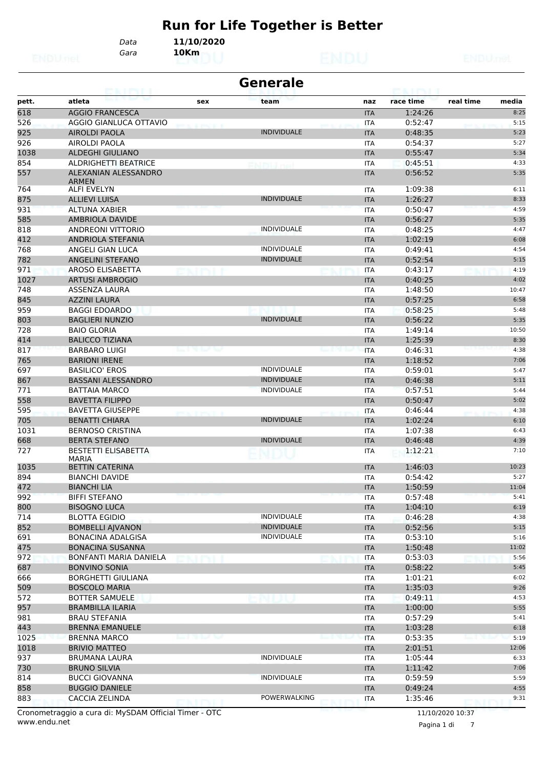# Run for Life Together is Better

*Data* **11/10/2020**
*Gara* **10Km**

## Generale

| pett. | atleta | sex | team | naz | race time | real time | media |
|---|---|---|---|---|---|---|---|
| 618 | AGGIO FRANCESCA | | | ITA | 1:24:26 | | 8:25 |
| 526 | AGGIO GIANLUCA OTTAVIO | | | ITA | 0:52:47 | | 5:15 |
| 925 | AIROLDI PAOLA | | INDIVIDUALE | ITA | 0:48:35 | | 5:23 |
| 926 | AIROLDI PAOLA | | | ITA | 0:54:37 | | 5:27 |
| 1038 | ALDEGHI GIULIANO | | | ITA | 0:55:47 | | 5:34 |
| 854 | ALDRIGHETTI BEATRICE | | | ITA | 0:45:51 | | 4:33 |
| 557 | ALEXANIAN ALESSANDRO ARMEN | | | ITA | 0:56:52 | | 5:35 |
| 764 | ALFI EVELYN | | | ITA | 1:09:38 | | 6:11 |
| 875 | ALLIEVI LUISA | | INDIVIDUALE | ITA | 1:26:27 | | 8:33 |
| 931 | ALTUNA XABIER | | | ITA | 0:50:47 | | 4:59 |
| 585 | AMBRIOLA DAVIDE | | | ITA | 0:56:27 | | 5:35 |
| 818 | ANDREONI VITTORIO | | INDIVIDUALE | ITA | 0:48:25 | | 4:47 |
| 412 | ANDRIOLA STEFANIA | | | ITA | 1:02:19 | | 6:08 |
| 768 | ANGELI GIAN LUCA | | INDIVIDUALE | ITA | 0:49:41 | | 4:54 |
| 782 | ANGELINI STEFANO | | INDIVIDUALE | ITA | 0:52:54 | | 5:15 |
| 971 | AROSO ELISABETTA | | | ITA | 0:43:17 | | 4:19 |
| 1027 | ARTUSI AMBROGIO | | | ITA | 0:40:25 | | 4:02 |
| 748 | ASSENZA LAURA | | | ITA | 1:48:50 | | 10:47 |
| 845 | AZZINI LAURA | | | ITA | 0:57:25 | | 6:58 |
| 959 | BAGGI EDOARDO | | | ITA | 0:58:25 | | 5:48 |
| 803 | BAGLIERI NUNZIO | | INDIVIDUALE | ITA | 0:56:22 | | 5:35 |
| 728 | BAIO GLORIA | | | ITA | 1:49:14 | | 10:50 |
| 414 | BALICCO TIZIANA | | | ITA | 1:25:39 | | 8:30 |
| 817 | BARBARO LUIGI | | | ITA | 0:46:31 | | 4:38 |
| 765 | BARIONI IRENE | | | ITA | 1:18:52 | | 7:06 |
| 697 | BASILICO' EROS | | INDIVIDUALE | ITA | 0:59:01 | | 5:47 |
| 867 | BASSANI ALESSANDRO | | INDIVIDUALE | ITA | 0:46:38 | | 5:11 |
| 771 | BATTAIA MARCO | | INDIVIDUALE | ITA | 0:57:51 | | 5:44 |
| 558 | BAVETTA FILIPPO | | | ITA | 0:50:47 | | 5:02 |
| 595 | BAVETTA GIUSEPPE | | | ITA | 0:46:44 | | 4:38 |
| 705 | BENATTI CHIARA | | INDIVIDUALE | ITA | 1:02:24 | | 6:10 |
| 1031 | BERNOSO CRISTINA | | | ITA | 1:07:38 | | 6:43 |
| 668 | BERTA STEFANO | | INDIVIDUALE | ITA | 0:46:48 | | 4:39 |
| 727 | BESTETTI ELISABETTA MARIA | | | ITA | 1:12:21 | | 7:10 |
| 1035 | BETTIN CATERINA | | | ITA | 1:46:03 | | 10:23 |
| 894 | BIANCHI DAVIDE | | | ITA | 0:54:42 | | 5:27 |
| 472 | BIANCHI LIA | | | ITA | 1:50:59 | | 11:04 |
| 992 | BIFFI STEFANO | | | ITA | 0:57:48 | | 5:41 |
| 800 | BISOGNO LUCA | | | ITA | 1:04:10 | | 6:19 |
| 714 | BLOTTA EGIDIO | | INDIVIDUALE | ITA | 0:46:28 | | 4:38 |
| 852 | BOMBELLI AJVANON | | INDIVIDUALE | ITA | 0:52:56 | | 5:15 |
| 691 | BONACINA ADALGISA | | INDIVIDUALE | ITA | 0:53:10 | | 5:16 |
| 475 | BONACINA SUSANNA | | | ITA | 1:50:48 | | 11:02 |
| 972 | BONFANTI MARIA DANIELA | | | ITA | 0:53:03 | | 5:56 |
| 687 | BONVINO SONIA | | | ITA | 0:58:22 | | 5:45 |
| 666 | BORGHETTI GIULIANA | | | ITA | 1:01:21 | | 6:02 |
| 509 | BOSCOLO MARIA | | | ITA | 1:35:03 | | 9:26 |
| 572 | BOTTER SAMUELE | | | ITA | 0:49:11 | | 4:53 |
| 957 | BRAMBILLA ILARIA | | | ITA | 1:00:00 | | 5:55 |
| 981 | BRAU STEFANIA | | | ITA | 0:57:29 | | 5:41 |
| 443 | BRENNA EMANUELE | | | ITA | 1:03:28 | | 6:18 |
| 1025 | BRENNA MARCO | | | ITA | 0:53:35 | | 5:19 |
| 1018 | BRIVIO MATTEO | | | ITA | 2:01:51 | | 12:06 |
| 937 | BRUMANA LAURA | | INDIVIDUALE | ITA | 1:05:44 | | 6:33 |
| 730 | BRUNO SILVIA | | | ITA | 1:11:42 | | 7:06 |
| 814 | BUCCI GIOVANNA | | INDIVIDUALE | ITA | 0:59:59 | | 5:59 |
| 858 | BUGGIO DANIELE | | | ITA | 0:49:24 | | 4:55 |
| 883 | CACCIA ZELINDA | | POWERWALKING | ITA | 1:35:46 | | 9:31 |

Cronometraggio a cura di: MySDAM Official Timer - OTC
www.endu.net

11/10/2020 10:37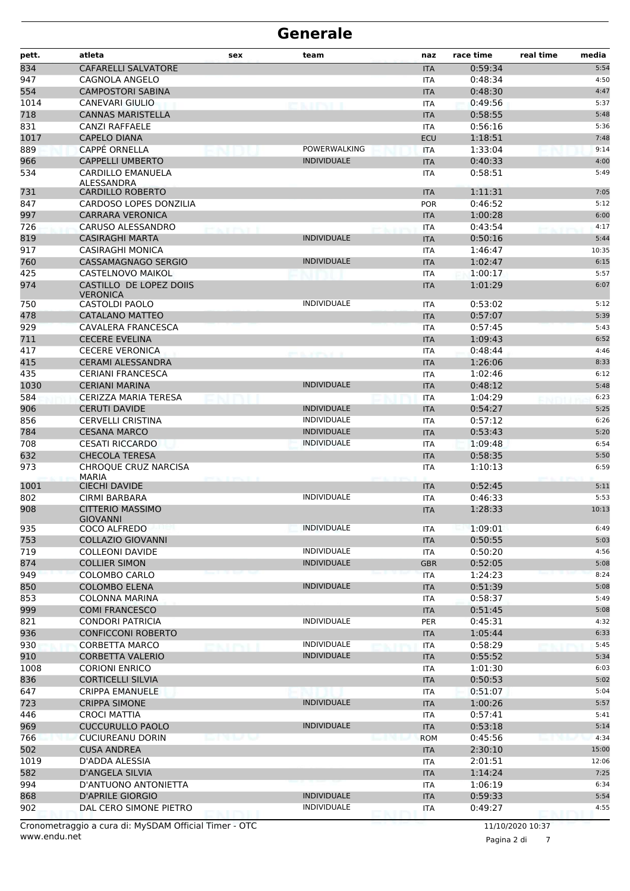# Generale

| pett. | atleta | sex | team | naz | race time | real time | media |
|---|---|---|---|---|---|---|---|
| 834 | CAFARELLI SALVATORE | | | ITA | 0:59:34 | | 5:54 |
| 947 | CAGNOLA ANGELO | | | ITA | 0:48:34 | | 4:50 |
| 554 | CAMPOSTORI SABINA | | | ITA | 0:48:30 | | 4:47 |
| 1014 | CANEVARI GIULIO | | | ITA | 0:49:56 | | 5:37 |
| 718 | CANNAS MARISTELLA | | | ITA | 0:58:55 | | 5:48 |
| 831 | CANZI RAFFAELE | | | ITA | 0:56:16 | | 5:36 |
| 1017 | CAPELO DIANA | | | ECU | 1:18:51 | | 7:48 |
| 889 | CAPPÉ ORNELLA | | POWERWALKING | ITA | 1:33:04 | | 9:14 |
| 966 | CAPPELLI UMBERTO | | INDIVIDUALE | ITA | 0:40:33 | | 4:00 |
| 534 | CARDILLO EMANUELA ALESSANDRA | | | ITA | 0:58:51 | | 5:49 |
| 731 | CARDILLO ROBERTO | | | ITA | 1:11:31 | | 7:05 |
| 847 | CARDOSO LOPES DONZILIA | | | POR | 0:46:52 | | 5:12 |
| 997 | CARRARA VERONICA | | | ITA | 1:00:28 | | 6:00 |
| 726 | CARUSO ALESSANDRO | | | ITA | 0:43:54 | | 4:17 |
| 819 | CASIRAGHI MARTA | | INDIVIDUALE | ITA | 0:50:16 | | 5:44 |
| 917 | CASIRAGHI MONICA | | | ITA | 1:46:47 | | 10:35 |
| 760 | CASSAMAGNAGO SERGIO | | INDIVIDUALE | ITA | 1:02:47 | | 6:15 |
| 425 | CASTELNOVO MAIKOL | | | ITA | 1:00:17 | | 5:57 |
| 974 | CASTILLO DE LOPEZ DOIIS VERONICA | | | ITA | 1:01:29 | | 6:07 |
| 750 | CASTOLDI PAOLO | | INDIVIDUALE | ITA | 0:53:02 | | 5:12 |
| 478 | CATALANO MATTEO | | | ITA | 0:57:07 | | 5:39 |
| 929 | CAVALERA FRANCESCA | | | ITA | 0:57:45 | | 5:43 |
| 711 | CECERE EVELINA | | | ITA | 1:09:43 | | 6:52 |
| 417 | CECERE VERONICA | | | ITA | 0:48:44 | | 4:46 |
| 415 | CERAMI ALESSANDRA | | | ITA | 1:26:06 | | 8:33 |
| 435 | CERIANI FRANCESCA | | | ITA | 1:02:46 | | 6:12 |
| 1030 | CERIANI MARINA | | INDIVIDUALE | ITA | 0:48:12 | | 5:48 |
| 584 | CERIZZA MARIA TERESA | | | ITA | 1:04:29 | | 6:23 |
| 906 | CERUTI DAVIDE | | INDIVIDUALE | ITA | 0:54:27 | | 5:25 |
| 856 | CERVELLI CRISTINA | | INDIVIDUALE | ITA | 0:57:12 | | 6:26 |
| 784 | CESANA MARCO | | INDIVIDUALE | ITA | 0:53:43 | | 5:20 |
| 708 | CESATI RICCARDO | | INDIVIDUALE | ITA | 1:09:48 | | 6:54 |
| 632 | CHECOLA TERESA | | | ITA | 0:58:35 | | 5:50 |
| 973 | CHROQUE CRUZ NARCISA MARIA | | | ITA | 1:10:13 | | 6:59 |
| 1001 | CIECHI DAVIDE | | | ITA | 0:52:45 | | 5:11 |
| 802 | CIRMI BARBARA | | INDIVIDUALE | ITA | 0:46:33 | | 5:53 |
| 908 | CITTERIO MASSIMO GIOVANNI | | | ITA | 1:28:33 | | 10:13 |
| 935 | COCO ALFREDO | | INDIVIDUALE | ITA | 1:09:01 | | 6:49 |
| 753 | COLLAZIO GIOVANNI | | | ITA | 0:50:55 | | 5:03 |
| 719 | COLLEONI DAVIDE | | INDIVIDUALE | ITA | 0:50:20 | | 4:56 |
| 874 | COLLIER SIMON | | INDIVIDUALE | GBR | 0:52:05 | | 5:08 |
| 949 | COLOMBO CARLO | | | ITA | 1:24:23 | | 8:24 |
| 850 | COLOMBO ELENA | | INDIVIDUALE | ITA | 0:51:39 | | 5:08 |
| 853 | COLONNA MARINA | | | ITA | 0:58:37 | | 5:49 |
| 999 | COMI FRANCESCO | | | ITA | 0:51:45 | | 5:08 |
| 821 | CONDORI PATRICIA | | INDIVIDUALE | PER | 0:45:31 | | 4:32 |
| 936 | CONFICCONI ROBERTO | | | ITA | 1:05:44 | | 6:33 |
| 930 | CORBETTA MARCO | | INDIVIDUALE | ITA | 0:58:29 | | 5:45 |
| 910 | CORBETTA VALERIO | | INDIVIDUALE | ITA | 0:55:52 | | 5:34 |
| 1008 | CORIONI ENRICO | | | ITA | 1:01:30 | | 6:03 |
| 836 | CORTICELLI SILVIA | | | ITA | 0:50:53 | | 5:02 |
| 647 | CRIPPA EMANUELE | | | ITA | 0:51:07 | | 5:04 |
| 723 | CRIPPA SIMONE | | INDIVIDUALE | ITA | 1:00:26 | | 5:57 |
| 446 | CROCI MATTIA | | | ITA | 0:57:41 | | 5:41 |
| 969 | CUCCURULLO PAOLO | | INDIVIDUALE | ITA | 0:53:18 | | 5:14 |
| 766 | CUCIUREANU DORIN | | | ROM | 0:45:56 | | 4:34 |
| 502 | CUSA ANDREA | | | ITA | 2:30:10 | | 15:00 |
| 1019 | D'ADDA ALESSIA | | | ITA | 2:01:51 | | 12:06 |
| 582 | D'ANGELA SILVIA | | | ITA | 1:14:24 | | 7:25 |
| 994 | D'ANTUONO ANTONIETTA | | | ITA | 1:06:19 | | 6:34 |
| 868 | D'APRILE GIORGIO | | INDIVIDUALE | ITA | 0:59:33 | | 5:54 |
| 902 | DAL CERO SIMONE PIETRO | | INDIVIDUALE | ITA | 0:49:27 | | 4:55 |

Cronometraggio a cura di: MySDAM Official Timer - OTC
www.endu.net

11/10/2020 10:37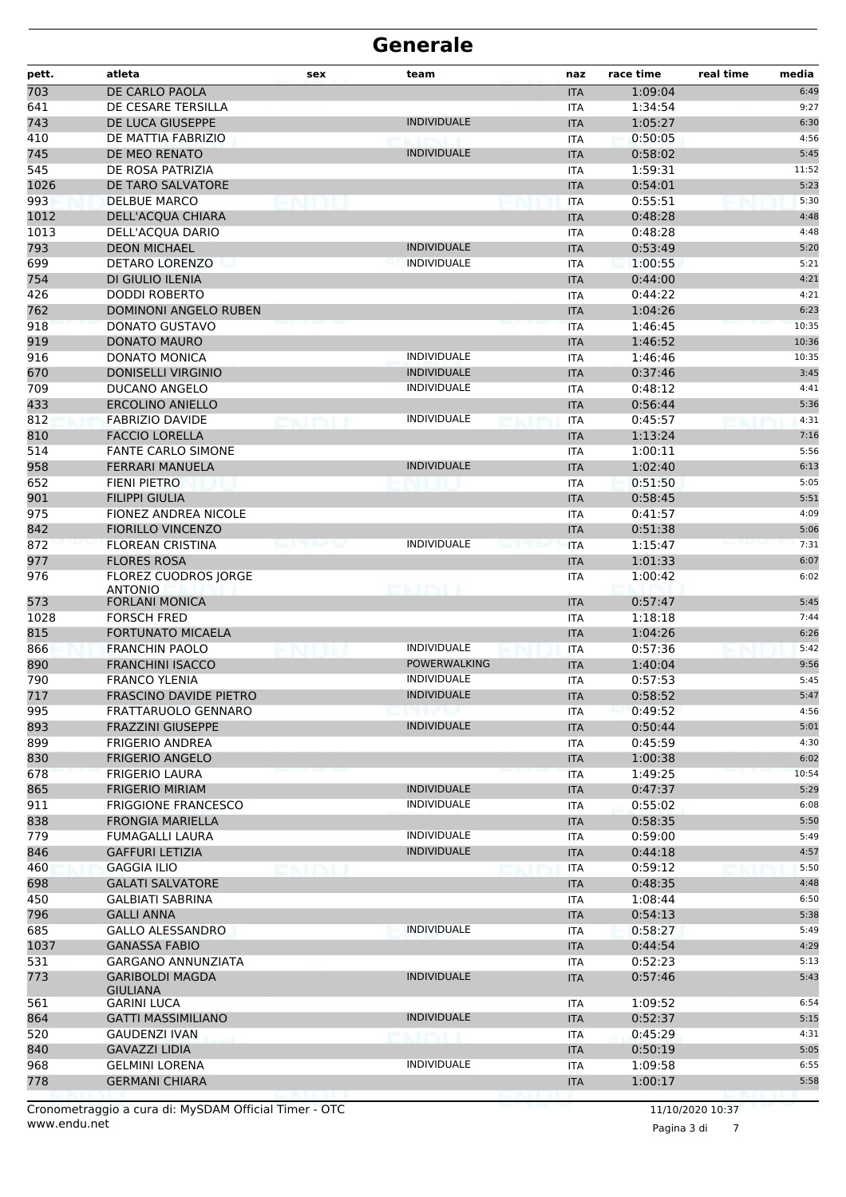# Generale

| pett. | atleta | sex | team | naz | race time | real time | media |
|---|---|---|---|---|---|---|---|
| 703 | DE CARLO PAOLA | | | ITA | 1:09:04 | | 6:49 |
| 641 | DE CESARE TERSILLA | | | ITA | 1:34:54 | | 9:27 |
| 743 | DE LUCA GIUSEPPE | | INDIVIDUALE | ITA | 1:05:27 | | 6:30 |
| 410 | DE MATTIA FABRIZIO | | | ITA | 0:50:05 | | 4:56 |
| 745 | DE MEO RENATO | | INDIVIDUALE | ITA | 0:58:02 | | 5:45 |
| 545 | DE ROSA PATRIZIA | | | ITA | 1:59:31 | | 11:52 |
| 1026 | DE TARO SALVATORE | | | ITA | 0:54:01 | | 5:23 |
| 993 | DELBUE MARCO | | | ITA | 0:55:51 | | 5:30 |
| 1012 | DELL'ACQUA CHIARA | | | ITA | 0:48:28 | | 4:48 |
| 1013 | DELL'ACQUA DARIO | | | ITA | 0:48:28 | | 4:48 |
| 793 | DEON MICHAEL | | INDIVIDUALE | ITA | 0:53:49 | | 5:20 |
| 699 | DETARO LORENZO | | INDIVIDUALE | ITA | 1:00:55 | | 5:21 |
| 754 | DI GIULIO ILENIA | | | ITA | 0:44:00 | | 4:21 |
| 426 | DODDI ROBERTO | | | ITA | 0:44:22 | | 4:21 |
| 762 | DOMINONI ANGELO RUBEN | | | ITA | 1:04:26 | | 6:23 |
| 918 | DONATO GUSTAVO | | | ITA | 1:46:45 | | 10:35 |
| 919 | DONATO MAURO | | | ITA | 1:46:52 | | 10:36 |
| 916 | DONATO MONICA | | INDIVIDUALE | ITA | 1:46:46 | | 10:35 |
| 670 | DONISELLI VIRGINIO | | INDIVIDUALE | ITA | 0:37:46 | | 3:45 |
| 709 | DUCANO ANGELO | | INDIVIDUALE | ITA | 0:48:12 | | 4:41 |
| 433 | ERCOLINO ANIELLO | | | ITA | 0:56:44 | | 5:36 |
| 812 | FABRIZIO DAVIDE | | INDIVIDUALE | ITA | 0:45:57 | | 4:31 |
| 810 | FACCIO LORELLA | | | ITA | 1:13:24 | | 7:16 |
| 514 | FANTE CARLO SIMONE | | | ITA | 1:00:11 | | 5:56 |
| 958 | FERRARI MANUELA | | INDIVIDUALE | ITA | 1:02:40 | | 6:13 |
| 652 | FIENI PIETRO | | | ITA | 0:51:50 | | 5:05 |
| 901 | FILIPPI GIULIA | | | ITA | 0:58:45 | | 5:51 |
| 975 | FIONEZ ANDREA NICOLE | | | ITA | 0:41:57 | | 4:09 |
| 842 | FIORILLO VINCENZO | | | ITA | 0:51:38 | | 5:06 |
| 872 | FLOREAN CRISTINA | | INDIVIDUALE | ITA | 1:15:47 | | 7:31 |
| 977 | FLORES ROSA | | | ITA | 1:01:33 | | 6:07 |
| 976 | FLOREZ CUODROS JORGE ANTONIO | | | ITA | 1:00:42 | | 6:02 |
| 573 | FORLANI MONICA | | | ITA | 0:57:47 | | 5:45 |
| 1028 | FORSCH FRED | | | ITA | 1:18:18 | | 7:44 |
| 815 | FORTUNATO MICAELA | | | ITA | 1:04:26 | | 6:26 |
| 866 | FRANCHIN PAOLO | | INDIVIDUALE | ITA | 0:57:36 | | 5:42 |
| 890 | FRANCHINI ISACCO | | POWERWALKING | ITA | 1:40:04 | | 9:56 |
| 790 | FRANCO YLENIA | | INDIVIDUALE | ITA | 0:57:53 | | 5:45 |
| 717 | FRASCINO DAVIDE PIETRO | | INDIVIDUALE | ITA | 0:58:52 | | 5:47 |
| 995 | FRATTARUOLO GENNARO | | | ITA | 0:49:52 | | 4:56 |
| 893 | FRAZZINI GIUSEPPE | | INDIVIDUALE | ITA | 0:50:44 | | 5:01 |
| 899 | FRIGERIO ANDREA | | | ITA | 0:45:59 | | 4:30 |
| 830 | FRIGERIO ANGELO | | | ITA | 1:00:38 | | 6:02 |
| 678 | FRIGERIO LAURA | | | ITA | 1:49:25 | | 10:54 |
| 865 | FRIGERIO MIRIAM | | INDIVIDUALE | ITA | 0:47:37 | | 5:29 |
| 911 | FRIGGIONE FRANCESCO | | INDIVIDUALE | ITA | 0:55:02 | | 6:08 |
| 838 | FRONGIA MARIELLA | | | ITA | 0:58:35 | | 5:50 |
| 779 | FUMAGALLI LAURA | | INDIVIDUALE | ITA | 0:59:00 | | 5:49 |
| 846 | GAFFURI LETIZIA | | INDIVIDUALE | ITA | 0:44:18 | | 4:57 |
| 460 | GAGGIA ILIO | | | ITA | 0:59:12 | | 5:50 |
| 698 | GALATI SALVATORE | | | ITA | 0:48:35 | | 4:48 |
| 450 | GALBIATI SABRINA | | | ITA | 1:08:44 | | 6:50 |
| 796 | GALLI ANNA | | | ITA | 0:54:13 | | 5:38 |
| 685 | GALLO ALESSANDRO | | INDIVIDUALE | ITA | 0:58:27 | | 5:49 |
| 1037 | GANASSA FABIO | | | ITA | 0:44:54 | | 4:29 |
| 531 | GARGANO ANNUNZIATA | | | ITA | 0:52:23 | | 5:13 |
| 773 | GARIBOLDI MAGDA GIULIANA | | INDIVIDUALE | ITA | 0:57:46 | | 5:43 |
| 561 | GARINI LUCA | | | ITA | 1:09:52 | | 6:54 |
| 864 | GATTI MASSIMILIANO | | INDIVIDUALE | ITA | 0:52:37 | | 5:15 |
| 520 | GAUDENZI IVAN | | | ITA | 0:45:29 | | 4:31 |
| 840 | GAVAZZI LIDIA | | | ITA | 0:50:19 | | 5:05 |
| 968 | GELMINI LORENA | | INDIVIDUALE | ITA | 1:09:58 | | 6:55 |
| 778 | GERMANI CHIARA | | | ITA | 1:00:17 | | 5:58 |

Cronometraggio a cura di: MySDAM Official Timer - OTC
www.endu.net

11/10/2020 10:37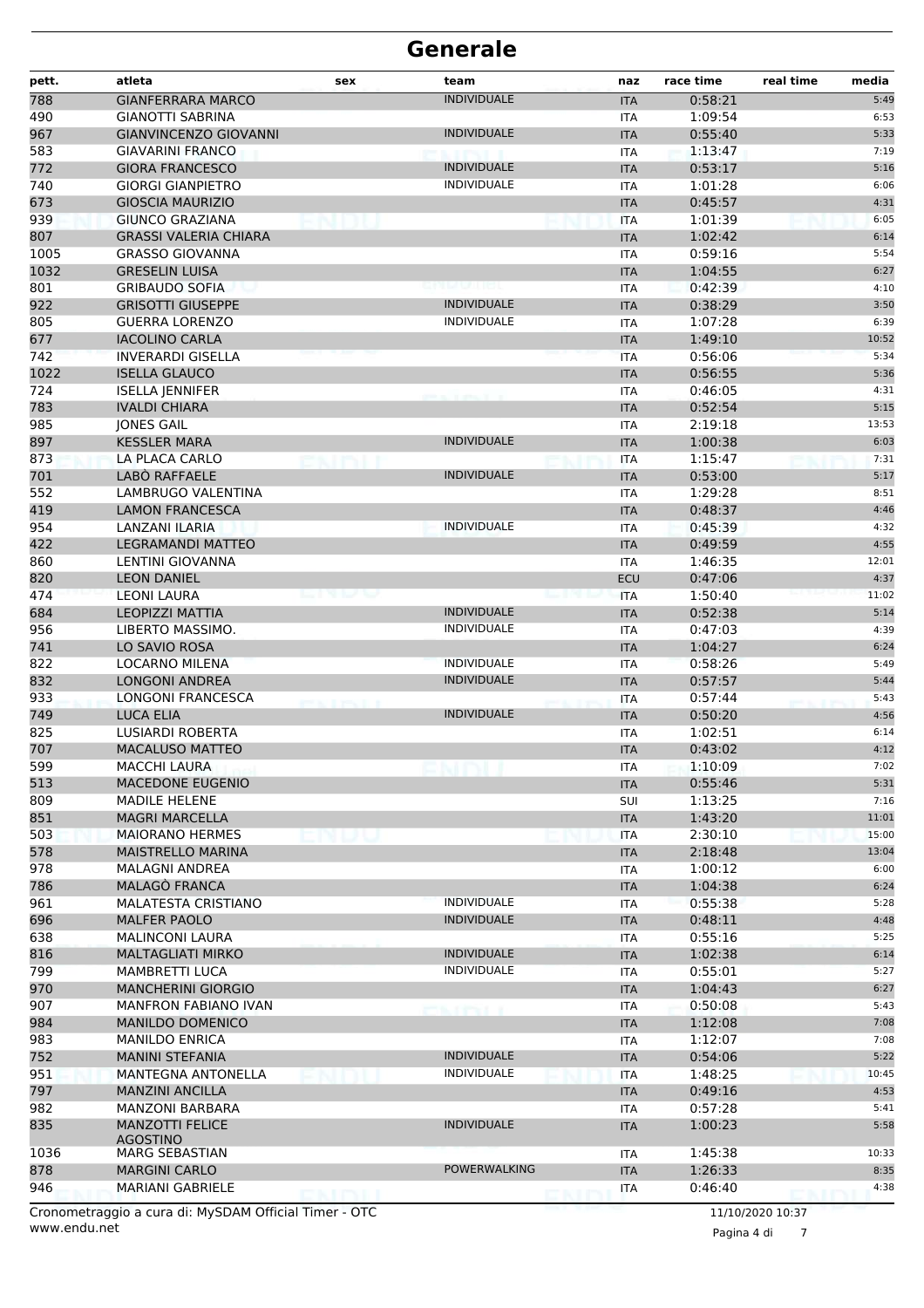# Generale

| pett. | atleta | sex | team | naz | race time | real time | media |
|---|---|---|---|---|---|---|---|
| 788 | GIANFERRARA MARCO | | INDIVIDUALE | ITA | 0:58:21 | | 5:49 |
| 490 | GIANOTTI SABRINA | | | ITA | 1:09:54 | | 6:53 |
| 967 | GIANVINCENZO GIOVANNI | | INDIVIDUALE | ITA | 0:55:40 | | 5:33 |
| 583 | GIAVARINI FRANCO | | | ITA | 1:13:47 | | 7:19 |
| 772 | GIORA FRANCESCO | | INDIVIDUALE | ITA | 0:53:17 | | 5:16 |
| 740 | GIORGI GIANPIETRO | | INDIVIDUALE | ITA | 1:01:28 | | 6:06 |
| 673 | GIOSCIA MAURIZIO | | | ITA | 0:45:57 | | 4:31 |
| 939 | GIUNCO GRAZIANA | | | ITA | 1:01:39 | | 6:05 |
| 807 | GRASSI VALERIA CHIARA | | | ITA | 1:02:42 | | 6:14 |
| 1005 | GRASSO GIOVANNA | | | ITA | 0:59:16 | | 5:54 |
| 1032 | GRESELIN LUISA | | | ITA | 1:04:55 | | 6:27 |
| 801 | GRIBAUDO SOFIA | | | ITA | 0:42:39 | | 4:10 |
| 922 | GRISOTTI GIUSEPPE | | INDIVIDUALE | ITA | 0:38:29 | | 3:50 |
| 805 | GUERRA LORENZO | | INDIVIDUALE | ITA | 1:07:28 | | 6:39 |
| 677 | IACOLINO CARLA | | | ITA | 1:49:10 | | 10:52 |
| 742 | INVERARDI GISELLA | | | ITA | 0:56:06 | | 5:34 |
| 1022 | ISELLA GLAUCO | | | ITA | 0:56:55 | | 5:36 |
| 724 | ISELLA JENNIFER | | | ITA | 0:46:05 | | 4:31 |
| 783 | IVALDI CHIARA | | | ITA | 0:52:54 | | 5:15 |
| 985 | JONES GAIL | | | ITA | 2:19:18 | | 13:53 |
| 897 | KESSLER MARA | | INDIVIDUALE | ITA | 1:00:38 | | 6:03 |
| 873 | LA PLACA CARLO | | | ITA | 1:15:47 | | 7:31 |
| 701 | LABÒ RAFFAELE | | INDIVIDUALE | ITA | 0:53:00 | | 5:17 |
| 552 | LAMBRUGO VALENTINA | | | ITA | 1:29:28 | | 8:51 |
| 419 | LAMON FRANCESCA | | | ITA | 0:48:37 | | 4:46 |
| 954 | LANZANI ILARIA | | INDIVIDUALE | ITA | 0:45:39 | | 4:32 |
| 422 | LEGRAMANDI MATTEO | | | ITA | 0:49:59 | | 4:55 |
| 860 | LENTINI GIOVANNA | | | ITA | 1:46:35 | | 12:01 |
| 820 | LEON DANIEL | | | ECU | 0:47:06 | | 4:37 |
| 474 | LEONI LAURA | | | ITA | 1:50:40 | | 11:02 |
| 684 | LEOPIZZI MATTIA | | INDIVIDUALE | ITA | 0:52:38 | | 5:14 |
| 956 | LIBERTO MASSIMO. | | INDIVIDUALE | ITA | 0:47:03 | | 4:39 |
| 741 | LO SAVIO ROSA | | | ITA | 1:04:27 | | 6:24 |
| 822 | LOCARNO MILENA | | INDIVIDUALE | ITA | 0:58:26 | | 5:49 |
| 832 | LONGONI ANDREA | | INDIVIDUALE | ITA | 0:57:57 | | 5:44 |
| 933 | LONGONI FRANCESCA | | | ITA | 0:57:44 | | 5:43 |
| 749 | LUCA ELIA | | INDIVIDUALE | ITA | 0:50:20 | | 4:56 |
| 825 | LUSIARDI ROBERTA | | | ITA | 1:02:51 | | 6:14 |
| 707 | MACALUSO MATTEO | | | ITA | 0:43:02 | | 4:12 |
| 599 | MACCHI LAURA | | | ITA | 1:10:09 | | 7:02 |
| 513 | MACEDONE EUGENIO | | | ITA | 0:55:46 | | 5:31 |
| 809 | MADILE HELENE | | | SUI | 1:13:25 | | 7:16 |
| 851 | MAGRI MARCELLA | | | ITA | 1:43:20 | | 11:01 |
| 503 | MAIORANO HERMES | | | ITA | 2:30:10 | | 15:00 |
| 578 | MAISTRELLO MARINA | | | ITA | 2:18:48 | | 13:04 |
| 978 | MALAGNI ANDREA | | | ITA | 1:00:12 | | 6:00 |
| 786 | MALAGÒ FRANCA | | | ITA | 1:04:38 | | 6:24 |
| 961 | MALATESTA CRISTIANO | | INDIVIDUALE | ITA | 0:55:38 | | 5:28 |
| 696 | MALFER PAOLO | | INDIVIDUALE | ITA | 0:48:11 | | 4:48 |
| 638 | MALINCONI LAURA | | | ITA | 0:55:16 | | 5:25 |
| 816 | MALTAGLIATI MIRKO | | INDIVIDUALE | ITA | 1:02:38 | | 6:14 |
| 799 | MAMBRETTI LUCA | | INDIVIDUALE | ITA | 0:55:01 | | 5:27 |
| 970 | MANCHERINI GIORGIO | | | ITA | 1:04:43 | | 6:27 |
| 907 | MANFRON FABIANO IVAN | | | ITA | 0:50:08 | | 5:43 |
| 984 | MANILDO DOMENICO | | | ITA | 1:12:08 | | 7:08 |
| 983 | MANILDO ENRICA | | | ITA | 1:12:07 | | 7:08 |
| 752 | MANINI STEFANIA | | INDIVIDUALE | ITA | 0:54:06 | | 5:22 |
| 951 | MANTEGNA ANTONELLA | | INDIVIDUALE | ITA | 1:48:25 | | 10:45 |
| 797 | MANZINI ANCILLA | | | ITA | 0:49:16 | | 4:53 |
| 982 | MANZONI BARBARA | | | ITA | 0:57:28 | | 5:41 |
| 835 | MANZOTTI FELICE AGOSTINO | | INDIVIDUALE | ITA | 1:00:23 | | 5:58 |
| 1036 | MARG SEBASTIAN | | | ITA | 1:45:38 | | 10:33 |
| 878 | MARGINI CARLO | | POWERWALKING | ITA | 1:26:33 | | 8:35 |
| 946 | MARIANI GABRIELE | | | ITA | 0:46:40 | | 4:38 |

Cronometraggio a cura di: MySDAM Official Timer - OTC
www.endu.net

11/10/2020 10:37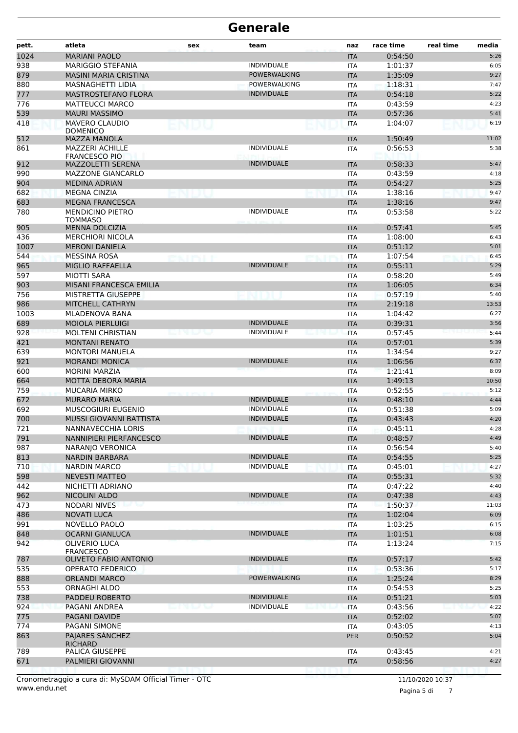# Generale

| pett. | atleta | sex | team | naz | race time | real time | media |
|---|---|---|---|---|---|---|---|
| 1024 | MARIANI PAOLO | | | ITA | 0:54:50 | | 5:26 |
| 938 | MARIGGIO STEFANIA | | INDIVIDUALE | ITA | 1:01:37 | | 6:05 |
| 879 | MASINI MARIA CRISTINA | | POWERWALKING | ITA | 1:35:09 | | 9:27 |
| 880 | MASNAGHETTI LIDIA | | POWERWALKING | ITA | 1:18:31 | | 7:47 |
| 777 | MASTROSTEFANO FLORA | | INDIVIDUALE | ITA | 0:54:18 | | 5:22 |
| 776 | MATTEUCCI MARCO | | | ITA | 0:43:59 | | 4:23 |
| 539 | MAURI MASSIMO | | | ITA | 0:57:36 | | 5:41 |
| 418 | MAVERO CLAUDIO DOMENICO | | | ITA | 1:04:07 | | 6:19 |
| 512 | MAZZA MANOLA | | | ITA | 1:50:49 | | 11:02 |
| 861 | MAZZERI ACHILLE FRANCESCO PIO | | INDIVIDUALE | ITA | 0:56:53 | | 5:38 |
| 912 | MAZZOLETTI SERENA | | INDIVIDUALE | ITA | 0:58:33 | | 5:47 |
| 990 | MAZZONE GIANCARLO | | | ITA | 0:43:59 | | 4:18 |
| 904 | MEDINA ADRIAN | | | ITA | 0:54:27 | | 5:25 |
| 682 | MEGNA CINZIA | | | ITA | 1:38:16 | | 9:47 |
| 683 | MEGNA FRANCESCA | | | ITA | 1:38:16 | | 9:47 |
| 780 | MENDICINO PIETRO TOMMASO | | INDIVIDUALE | ITA | 0:53:58 | | 5:22 |
| 905 | MENNA DOLCIZIA | | | ITA | 0:57:41 | | 5:45 |
| 436 | MERCHIORI NICOLA | | | ITA | 1:08:00 | | 6:43 |
| 1007 | MERONI DANIELA | | | ITA | 0:51:12 | | 5:01 |
| 544 | MESSINA ROSA | | | ITA | 1:07:54 | | 6:45 |
| 965 | MIGLIO RAFFAELLA | | INDIVIDUALE | ITA | 0:55:11 | | 5:29 |
| 597 | MIOTTI SARA | | | ITA | 0:58:20 | | 5:49 |
| 903 | MISANI FRANCESCA EMILIA | | | ITA | 1:06:05 | | 6:34 |
| 756 | MISTRETTA GIUSEPPE | | | ITA | 0:57:19 | | 5:40 |
| 986 | MITCHELL CATHRYN | | | ITA | 2:19:18 | | 13:53 |
| 1003 | MLADENOVA BANA | | | ITA | 1:04:42 | | 6:27 |
| 689 | MOIOLA PIERLUIGI | | INDIVIDUALE | ITA | 0:39:31 | | 3:56 |
| 928 | MOLTENI CHRISTIAN | | INDIVIDUALE | ITA | 0:57:45 | | 5:44 |
| 421 | MONTANI RENATO | | | ITA | 0:57:01 | | 5:39 |
| 639 | MONTORI MANUELA | | | ITA | 1:34:54 | | 9:27 |
| 921 | MORANDI MONICA | | INDIVIDUALE | ITA | 1:06:56 | | 6:37 |
| 600 | MORINI MARZIA | | | ITA | 1:21:41 | | 8:09 |
| 664 | MOTTA DEBORA MARIA | | | ITA | 1:49:13 | | 10:50 |
| 759 | MUCARIA MIRKO | | | ITA | 0:52:55 | | 5:12 |
| 672 | MURARO MARIA | | INDIVIDUALE | ITA | 0:48:10 | | 4:44 |
| 692 | MUSCOGIURI EUGENIO | | INDIVIDUALE | ITA | 0:51:38 | | 5:09 |
| 700 | MUSSI GIOVANNI BATTISTA | | INDIVIDUALE | ITA | 0:43:43 | | 4:20 |
| 721 | NANNAVECCHIA LORIS | | | ITA | 0:45:11 | | 4:28 |
| 791 | NANNIPIERI PIERFANCESCO | | INDIVIDUALE | ITA | 0:48:57 | | 4:49 |
| 987 | NARANJO VERONICA | | | ITA | 0:56:54 | | 5:40 |
| 813 | NARDIN BARBARA | | INDIVIDUALE | ITA | 0:54:55 | | 5:25 |
| 710 | NARDIN MARCO | | INDIVIDUALE | ITA | 0:45:01 | | 4:27 |
| 598 | NEVESTI MATTEO | | | ITA | 0:55:31 | | 5:32 |
| 442 | NICHETTI ADRIANO | | | ITA | 0:47:22 | | 4:40 |
| 962 | NICOLINI ALDO | | INDIVIDUALE | ITA | 0:47:38 | | 4:43 |
| 473 | NODARI NIVES | | | ITA | 1:50:37 | | 11:03 |
| 486 | NOVATI LUCA | | | ITA | 1:02:04 | | 6:09 |
| 991 | NOVELLO PAOLO | | | ITA | 1:03:25 | | 6:15 |
| 848 | OCARNI GIANLUCA | | INDIVIDUALE | ITA | 1:01:51 | | 6:08 |
| 942 | OLIVERIO LUCA FRANCESCO | | | ITA | 1:13:24 | | 7:15 |
| 787 | OLIVETO FABIO ANTONIO | | INDIVIDUALE | ITA | 0:57:17 | | 5:42 |
| 535 | OPERATO FEDERICO | | | ITA | 0:53:36 | | 5:17 |
| 888 | ORLANDI MARCO | | POWERWALKING | ITA | 1:25:24 | | 8:29 |
| 553 | ORNAGHI ALDO | | | ITA | 0:54:53 | | 5:25 |
| 738 | PADDEU ROBERTO | | INDIVIDUALE | ITA | 0:51:21 | | 5:03 |
| 924 | PAGANI ANDREA | | INDIVIDUALE | ITA | 0:43:56 | | 4:22 |
| 775 | PAGANI DAVIDE | | | ITA | 0:52:02 | | 5:07 |
| 774 | PAGANI SIMONE | | | ITA | 0:43:05 | | 4:13 |
| 863 | PAJARES SÁNCHEZ RICHARD | | | PER | 0:50:52 | | 5:04 |
| 789 | PALICA GIUSEPPE | | | ITA | 0:43:45 | | 4:21 |
| 671 | PALMIERI GIOVANNI | | | ITA | 0:58:56 | | 4:27 |

Cronometraggio a cura di: MySDAM Official Timer - OTC
www.endu.net

11/10/2020 10:37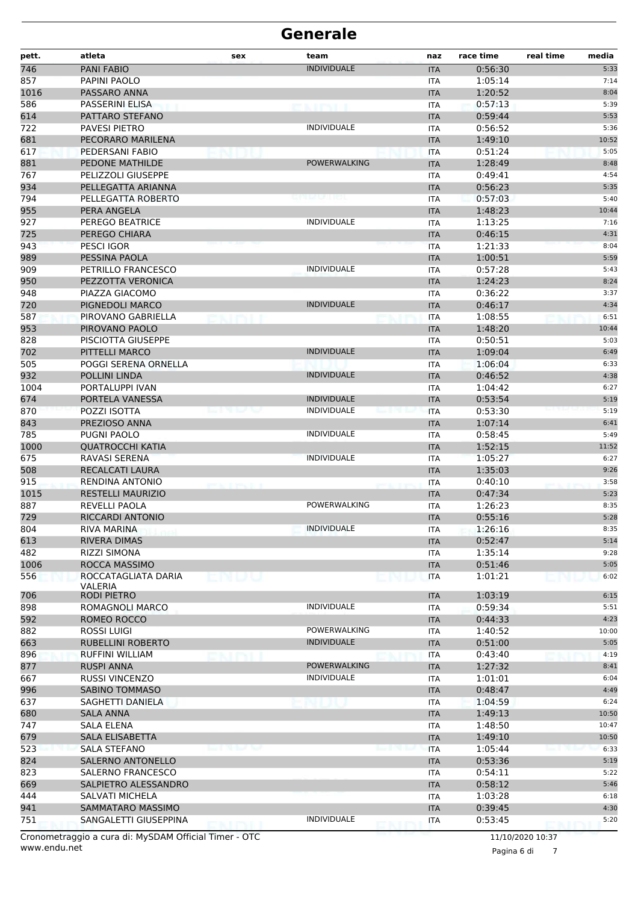# Generale

| pett. | atleta | sex | team | naz | race time | real time | media |
|---|---|---|---|---|---|---|---|
| 746 | PANI FABIO | | INDIVIDUALE | ITA | 0:56:30 | | 5:33 |
| 857 | PAPINI PAOLO | | | ITA | 1:05:14 | | 7:14 |
| 1016 | PASSARO ANNA | | | ITA | 1:20:52 | | 8:04 |
| 586 | PASSERINI ELISA | | | ITA | 0:57:13 | | 5:39 |
| 614 | PATTARO STEFANO | | | ITA | 0:59:44 | | 5:53 |
| 722 | PAVESI PIETRO | | INDIVIDUALE | ITA | 0:56:52 | | 5:36 |
| 681 | PECORARO MARILENA | | | ITA | 1:49:10 | | 10:52 |
| 617 | PEDERSANI FABIO | | | ITA | 0:51:24 | | 5:05 |
| 881 | PEDONE MATHILDE | | POWERWALKING | ITA | 1:28:49 | | 8:48 |
| 767 | PELIZZOLI GIUSEPPE | | | ITA | 0:49:41 | | 4:54 |
| 934 | PELLEGATTA ARIANNA | | | ITA | 0:56:23 | | 5:35 |
| 794 | PELLEGATTA ROBERTO | | | ITA | 0:57:03 | | 5:40 |
| 955 | PERA ANGELA | | | ITA | 1:48:23 | | 10:44 |
| 927 | PEREGO BEATRICE | | INDIVIDUALE | ITA | 1:13:25 | | 7:16 |
| 725 | PEREGO CHIARA | | | ITA | 0:46:15 | | 4:31 |
| 943 | PESCI IGOR | | | ITA | 1:21:33 | | 8:04 |
| 989 | PESSINA PAOLA | | | ITA | 1:00:51 | | 5:59 |
| 909 | PETRILLO FRANCESCO | | INDIVIDUALE | ITA | 0:57:28 | | 5:43 |
| 950 | PEZZOTTA VERONICA | | | ITA | 1:24:23 | | 8:24 |
| 948 | PIAZZA GIACOMO | | | ITA | 0:36:22 | | 3:37 |
| 720 | PIGNEDOLI MARCO | | INDIVIDUALE | ITA | 0:46:17 | | 4:34 |
| 587 | PIROVANO GABRIELLA | | | ITA | 1:08:55 | | 6:51 |
| 953 | PIROVANO PAOLO | | | ITA | 1:48:20 | | 10:44 |
| 828 | PISCIOTTA GIUSEPPE | | | ITA | 0:50:51 | | 5:03 |
| 702 | PITTELLI MARCO | | INDIVIDUALE | ITA | 1:09:04 | | 6:49 |
| 505 | POGGI SERENA ORNELLA | | | ITA | 1:06:04 | | 6:33 |
| 932 | POLLINI LINDA | | INDIVIDUALE | ITA | 0:46:52 | | 4:38 |
| 1004 | PORTALUPPI IVAN | | | ITA | 1:04:42 | | 6:27 |
| 674 | PORTELA VANESSA | | INDIVIDUALE | ITA | 0:53:54 | | 5:19 |
| 870 | POZZI ISOTTA | | INDIVIDUALE | ITA | 0:53:30 | | 5:19 |
| 843 | PREZIOSO ANNA | | | ITA | 1:07:14 | | 6:41 |
| 785 | PUGNI PAOLO | | INDIVIDUALE | ITA | 0:58:45 | | 5:49 |
| 1000 | QUATROCCHI KATIA | | | ITA | 1:52:15 | | 11:52 |
| 675 | RAVASI SERENA | | INDIVIDUALE | ITA | 1:05:27 | | 6:27 |
| 508 | RECALCATI LAURA | | | ITA | 1:35:03 | | 9:26 |
| 915 | RENDINA ANTONIO | | | ITA | 0:40:10 | | 3:58 |
| 1015 | RESTELLI MAURIZIO | | | ITA | 0:47:34 | | 5:23 |
| 887 | REVELLI PAOLA | | POWERWALKING | ITA | 1:26:23 | | 8:35 |
| 729 | RICCARDI ANTONIO | | | ITA | 0:55:16 | | 5:28 |
| 804 | RIVA MARINA | | INDIVIDUALE | ITA | 1:26:16 | | 8:35 |
| 613 | RIVERA DIMAS | | | ITA | 0:52:47 | | 5:14 |
| 482 | RIZZI SIMONA | | | ITA | 1:35:14 | | 9:28 |
| 1006 | ROCCA MASSIMO | | | ITA | 0:51:46 | | 5:05 |
| 556 | ROCCATAGLIATA DARIA VALERIA | | | ITA | 1:01:21 | | 6:02 |
| 706 | RODI PIETRO | | | ITA | 1:03:19 | | 6:15 |
| 898 | ROMAGNOLI MARCO | | INDIVIDUALE | ITA | 0:59:34 | | 5:51 |
| 592 | ROMEO ROCCO | | | ITA | 0:44:33 | | 4:23 |
| 882 | ROSSI LUIGI | | POWERWALKING | ITA | 1:40:52 | | 10:00 |
| 663 | RUBELLINI ROBERTO | | INDIVIDUALE | ITA | 0:51:00 | | 5:05 |
| 896 | RUFFINI WILLIAM | | | ITA | 0:43:40 | | 4:19 |
| 877 | RUSPI ANNA | | POWERWALKING | ITA | 1:27:32 | | 8:41 |
| 667 | RUSSI VINCENZO | | INDIVIDUALE | ITA | 1:01:01 | | 6:04 |
| 996 | SABINO TOMMASO | | | ITA | 0:48:47 | | 4:49 |
| 637 | SAGHETTI DANIELA | | | ITA | 1:04:59 | | 6:24 |
| 680 | SALA ANNA | | | ITA | 1:49:13 | | 10:50 |
| 747 | SALA ELENA | | | ITA | 1:48:50 | | 10:47 |
| 679 | SALA ELISABETTA | | | ITA | 1:49:10 | | 10:50 |
| 523 | SALA STEFANO | | | ITA | 1:05:44 | | 6:33 |
| 824 | SALERNO ANTONELLO | | | ITA | 0:53:36 | | 5:19 |
| 823 | SALERNO FRANCESCO | | | ITA | 0:54:11 | | 5:22 |
| 669 | SALPIETRO ALESSANDRO | | | ITA | 0:58:12 | | 5:46 |
| 444 | SALVATI MICHELA | | | ITA | 1:03:28 | | 6:18 |
| 941 | SAMMATARO MASSIMO | | | ITA | 0:39:45 | | 4:30 |
| 751 | SANGALETTI GIUSEPPINA | | INDIVIDUALE | ITA | 0:53:45 | | 5:20 |

Cronometraggio a cura di: MySDAM Official Timer - OTC
www.endu.net

11/10/2020 10:37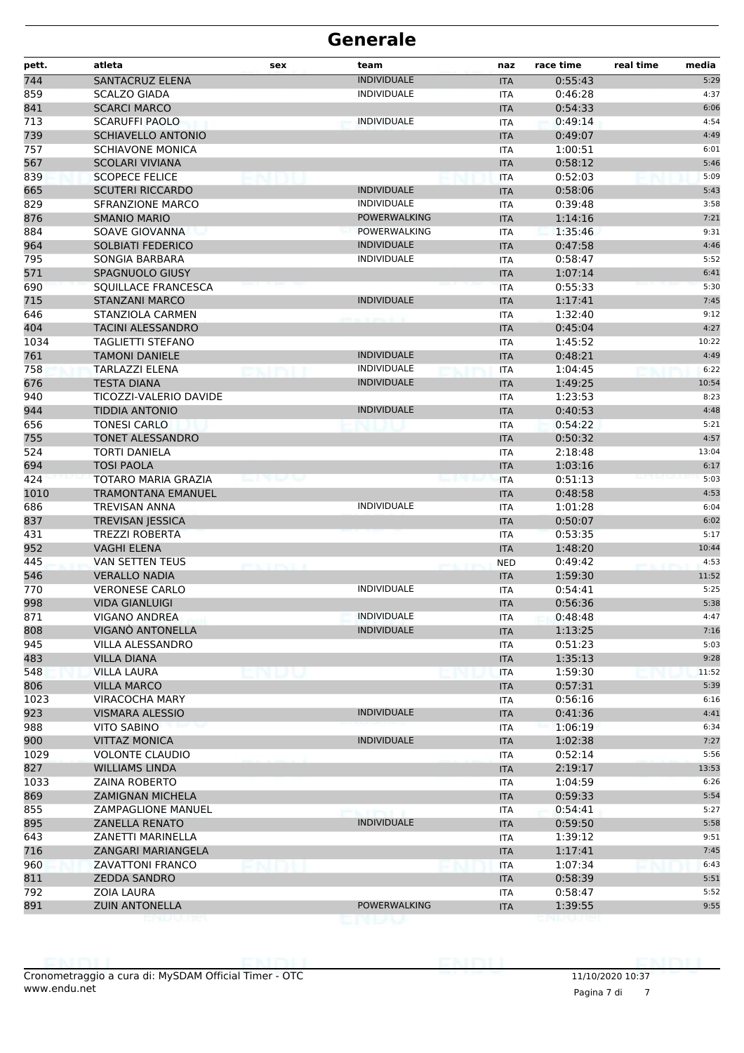# Generale

| pett. | atleta | sex | team | naz | race time | real time | media |
|---|---|---|---|---|---|---|---|
| 744 | SANTACRUZ ELENA | | INDIVIDUALE | ITA | 0:55:43 | | 5:29 |
| 859 | SCALZO GIADA | | INDIVIDUALE | ITA | 0:46:28 | | 4:37 |
| 841 | SCARCI MARCO | | | ITA | 0:54:33 | | 6:06 |
| 713 | SCARUFFI PAOLO | | INDIVIDUALE | ITA | 0:49:14 | | 4:54 |
| 739 | SCHIAVELLO ANTONIO | | | ITA | 0:49:07 | | 4:49 |
| 757 | SCHIAVONE MONICA | | | ITA | 1:00:51 | | 6:01 |
| 567 | SCOLARI VIVIANA | | | ITA | 0:58:12 | | 5:46 |
| 839 | SCOPECE FELICE | | | ITA | 0:52:03 | | 5:09 |
| 665 | SCUTERI RICCARDO | | INDIVIDUALE | ITA | 0:58:06 | | 5:43 |
| 829 | SFRANZIONE MARCO | | INDIVIDUALE | ITA | 0:39:48 | | 3:58 |
| 876 | SMANIO MARIO | | POWERWALKING | ITA | 1:14:16 | | 7:21 |
| 884 | SOAVE GIOVANNA | | POWERWALKING | ITA | 1:35:46 | | 9:31 |
| 964 | SOLBIATI FEDERICO | | INDIVIDUALE | ITA | 0:47:58 | | 4:46 |
| 795 | SONGIA BARBARA | | INDIVIDUALE | ITA | 0:58:47 | | 5:52 |
| 571 | SPAGNUOLO GIUSY | | | ITA | 1:07:14 | | 6:41 |
| 690 | SQUILLACE FRANCESCA | | | ITA | 0:55:33 | | 5:30 |
| 715 | STANZANI MARCO | | INDIVIDUALE | ITA | 1:17:41 | | 7:45 |
| 646 | STANZIOLA CARMEN | | | ITA | 1:32:40 | | 9:12 |
| 404 | TACINI ALESSANDRO | | | ITA | 0:45:04 | | 4:27 |
| 1034 | TAGLIETTI STEFANO | | | ITA | 1:45:52 | | 10:22 |
| 761 | TAMONI DANIELE | | INDIVIDUALE | ITA | 0:48:21 | | 4:49 |
| 758 | TARLAZZI ELENA | | INDIVIDUALE | ITA | 1:04:45 | | 6:22 |
| 676 | TESTA DIANA | | INDIVIDUALE | ITA | 1:49:25 | | 10:54 |
| 940 | TICOZZI-VALERIO DAVIDE | | | ITA | 1:23:53 | | 8:23 |
| 944 | TIDDIA ANTONIO | | INDIVIDUALE | ITA | 0:40:53 | | 4:48 |
| 656 | TONESI CARLO | | | ITA | 0:54:22 | | 5:21 |
| 755 | TONET ALESSANDRO | | | ITA | 0:50:32 | | 4:57 |
| 524 | TORTI DANIELA | | | ITA | 2:18:48 | | 13:04 |
| 694 | TOSI PAOLA | | | ITA | 1:03:16 | | 6:17 |
| 424 | TOTARO MARIA GRAZIA | | | ITA | 0:51:13 | | 5:03 |
| 1010 | TRAMONTANA EMANUEL | | | ITA | 0:48:58 | | 4:53 |
| 686 | TREVISAN ANNA | | INDIVIDUALE | ITA | 1:01:28 | | 6:04 |
| 837 | TREVISAN JESSICA | | | ITA | 0:50:07 | | 6:02 |
| 431 | TREZZI ROBERTA | | | ITA | 0:53:35 | | 5:17 |
| 952 | VAGHI ELENA | | | ITA | 1:48:20 | | 10:44 |
| 445 | VAN SETTEN TEUS | | | NED | 0:49:42 | | 4:53 |
| 546 | VERALLO NADIA | | | ITA | 1:59:30 | | 11:52 |
| 770 | VERONESE CARLO | | INDIVIDUALE | ITA | 0:54:41 | | 5:25 |
| 998 | VIDA GIANLUIGI | | | ITA | 0:56:36 | | 5:38 |
| 871 | VIGANO ANDREA | | INDIVIDUALE | ITA | 0:48:48 | | 4:47 |
| 808 | VIGANÒ ANTONELLA | | INDIVIDUALE | ITA | 1:13:25 | | 7:16 |
| 945 | VILLA ALESSANDRO | | | ITA | 0:51:23 | | 5:03 |
| 483 | VILLA DIANA | | | ITA | 1:35:13 | | 9:28 |
| 548 | VILLA LAURA | | | ITA | 1:59:30 | | 11:52 |
| 806 | VILLA MARCO | | | ITA | 0:57:31 | | 5:39 |
| 1023 | VIRACOCHA MARY | | | ITA | 0:56:16 | | 6:16 |
| 923 | VISMARA ALESSIO | | INDIVIDUALE | ITA | 0:41:36 | | 4:41 |
| 988 | VITO SABINO | | | ITA | 1:06:19 | | 6:34 |
| 900 | VITTAZ MONICA | | INDIVIDUALE | ITA | 1:02:38 | | 7:27 |
| 1029 | VOLONTE CLAUDIO | | | ITA | 0:52:14 | | 5:56 |
| 827 | WILLIAMS LINDA | | | ITA | 2:19:17 | | 13:53 |
| 1033 | ZAINA ROBERTO | | | ITA | 1:04:59 | | 6:26 |
| 869 | ZAMIGNAN MICHELA | | | ITA | 0:59:33 | | 5:54 |
| 855 | ZAMPAGLIONE MANUEL | | | ITA | 0:54:41 | | 5:27 |
| 895 | ZANELLA RENATO | | INDIVIDUALE | ITA | 0:59:50 | | 5:58 |
| 643 | ZANETTI MARINELLA | | | ITA | 1:39:12 | | 9:51 |
| 716 | ZANGARI MARIANGELA | | | ITA | 1:17:41 | | 7:45 |
| 960 | ZAVATTONI FRANCO | | | ITA | 1:07:34 | | 6:43 |
| 811 | ZEDDA SANDRO | | | ITA | 0:58:39 | | 5:51 |
| 792 | ZOIA LAURA | | | ITA | 0:58:47 | | 5:52 |
| 891 | ZUIN ANTONELLA | | POWERWALKING | ITA | 1:39:55 | | 9:55 |

Cronometraggio a cura di: MySDAM Official Timer - OTC
www.endu.net

11/10/2020 10:37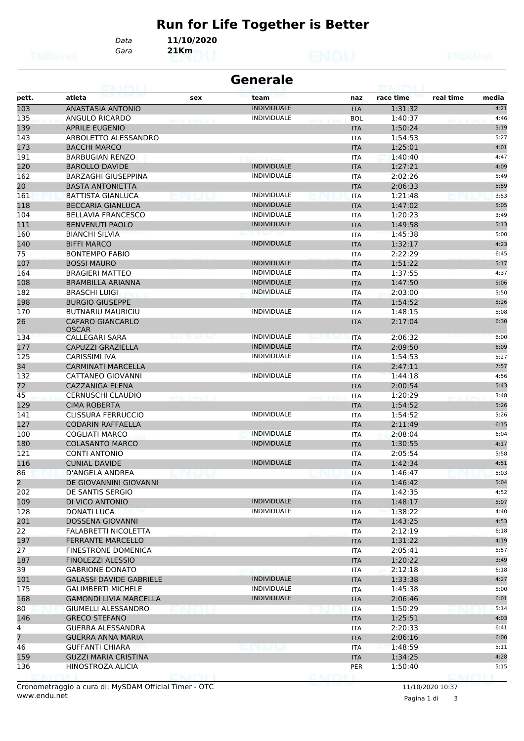# Run for Life Together is Better

*Data* **11/10/2020**
*Gara* **21Km**

## Generale

| pett. | atleta | sex | team | naz | race time | real time | media |
|---|---|---|---|---|---|---|---|
| 103 | ANASTASIA ANTONIO | | INDIVIDUALE | ITA | 1:31:32 | | 4:21 |
| 135 | ANGULO RICARDO | | INDIVIDUALE | BOL | 1:40:37 | | 4:46 |
| 139 | APRILE EUGENIO | | | ITA | 1:50:24 | | 5:19 |
| 143 | ARBOLETTO ALESSANDRO | | | ITA | 1:54:53 | | 5:27 |
| 173 | BACCHI MARCO | | | ITA | 1:25:01 | | 4:01 |
| 191 | BARBUGIAN RENZO | | | ITA | 1:40:40 | | 4:47 |
| 120 | BAROLLO DAVIDE | | INDIVIDUALE | ITA | 1:27:21 | | 4:09 |
| 162 | BARZAGHI GIUSEPPINA | | INDIVIDUALE | ITA | 2:02:26 | | 5:49 |
| 20 | BASTA ANTONIETTA | | | ITA | 2:06:33 | | 5:59 |
| 161 | BATTISTA GIANLUCA | | INDIVIDUALE | ITA | 1:21:48 | | 3:53 |
| 118 | BECCARIA GIANLUCA | | INDIVIDUALE | ITA | 1:47:02 | | 5:05 |
| 104 | BELLAVIA FRANCESCO | | INDIVIDUALE | ITA | 1:20:23 | | 3:49 |
| 111 | BENVENUTI PAOLO | | INDIVIDUALE | ITA | 1:49:58 | | 5:13 |
| 160 | BIANCHI SILVIA | | | ITA | 1:45:38 | | 5:00 |
| 140 | BIFFI MARCO | | INDIVIDUALE | ITA | 1:32:17 | | 4:23 |
| 75 | BONTEMPO FABIO | | | ITA | 2:22:29 | | 6:45 |
| 107 | BOSSI MAURO | | INDIVIDUALE | ITA | 1:51:22 | | 5:17 |
| 164 | BRAGIERI MATTEO | | INDIVIDUALE | ITA | 1:37:55 | | 4:37 |
| 108 | BRAMBILLA ARIANNA | | INDIVIDUALE | ITA | 1:47:50 | | 5:06 |
| 182 | BRASCHI LUIGI | | INDIVIDUALE | ITA | 2:03:00 | | 5:50 |
| 198 | BURGIO GIUSEPPE | | | ITA | 1:54:52 | | 5:26 |
| 170 | BUTNARIU MAURICIU | | INDIVIDUALE | ITA | 1:48:15 | | 5:08 |
| 26 | CAFARO GIANCARLO OSCAR | | | ITA | 2:17:04 | | 6:30 |
| 134 | CALLEGARI SARA | | INDIVIDUALE | ITA | 2:06:32 | | 6:00 |
| 177 | CAPUZZI GRAZIELLA | | INDIVIDUALE | ITA | 2:09:50 | | 6:09 |
| 125 | CARISSIMI IVA | | INDIVIDUALE | ITA | 1:54:53 | | 5:27 |
| 34 | CARMINATI MARCELLA | | | ITA | 2:47:11 | | 7:57 |
| 132 | CATTANEO GIOVANNI | | INDIVIDUALE | ITA | 1:44:18 | | 4:56 |
| 72 | CAZZANIGA ELENA | | | ITA | 2:00:54 | | 5:43 |
| 45 | CERNUSCHI CLAUDIO | | | ITA | 1:20:29 | | 3:48 |
| 129 | CIMA ROBERTA | | | ITA | 1:54:52 | | 5:26 |
| 141 | CLISSURA FERRUCCIO | | INDIVIDUALE | ITA | 1:54:52 | | 5:26 |
| 127 | CODARIN RAFFAELLA | | | ITA | 2:11:49 | | 6:15 |
| 100 | COGLIATI MARCO | | INDIVIDUALE | ITA | 2:08:04 | | 6:04 |
| 180 | COLASANTO MARCO | | INDIVIDUALE | ITA | 1:30:55 | | 4:17 |
| 121 | CONTI ANTONIO | | | ITA | 2:05:54 | | 5:58 |
| 116 | CUNIAL DAVIDE | | INDIVIDUALE | ITA | 1:42:34 | | 4:51 |
| 86 | D'ANGELA ANDREA | | | ITA | 1:46:47 | | 5:03 |
| 2 | DE GIOVANNINI GIOVANNI | | | ITA | 1:46:42 | | 5:04 |
| 202 | DE SANTIS SERGIO | | | ITA | 1:42:35 | | 4:52 |
| 109 | DI VICO ANTONIO | | INDIVIDUALE | ITA | 1:48:17 | | 5:07 |
| 128 | DONATI LUCA | | INDIVIDUALE | ITA | 1:38:22 | | 4:40 |
| 201 | DOSSENA GIOVANNI | | | ITA | 1:43:25 | | 4:53 |
| 22 | FALABRETTI NICOLETTA | | | ITA | 2:12:19 | | 6:18 |
| 197 | FERRANTE MARCELLO | | | ITA | 1:31:22 | | 4:19 |
| 27 | FINESTRONE DOMENICA | | | ITA | 2:05:41 | | 5:57 |
| 187 | FINOLEZZI ALESSIO | | | ITA | 1:20:22 | | 3:49 |
| 39 | GABRIONE DONATO | | | ITA | 2:12:18 | | 6:18 |
| 101 | GALASSI DAVIDE GABRIELE | | INDIVIDUALE | ITA | 1:33:38 | | 4:27 |
| 175 | GALIMBERTI MICHELE | | INDIVIDUALE | ITA | 1:45:38 | | 5:00 |
| 168 | GAMONDI LIVIA MARCELLA | | INDIVIDUALE | ITA | 2:06:46 | | 6:01 |
| 80 | GIUMELLI ALESSANDRO | | | ITA | 1:50:29 | | 5:14 |
| 146 | GRECO STEFANO | | | ITA | 1:25:51 | | 4:03 |
| 4 | GUERRA ALESSANDRA | | | ITA | 2:20:33 | | 6:41 |
| 7 | GUERRA ANNA MARIA | | | ITA | 2:06:16 | | 6:00 |
| 46 | GUFFANTI CHIARA | | | ITA | 1:48:59 | | 5:11 |
| 159 | GUZZI MARIA CRISTINA | | | ITA | 1:34:25 | | 4:28 |
| 136 | HINOSTROZA ALICIA | | | PER | 1:50:40 | | 5:15 |

Cronometraggio a cura di: MySDAM Official Timer - OTC
www.endu.net

11/10/2020 10:37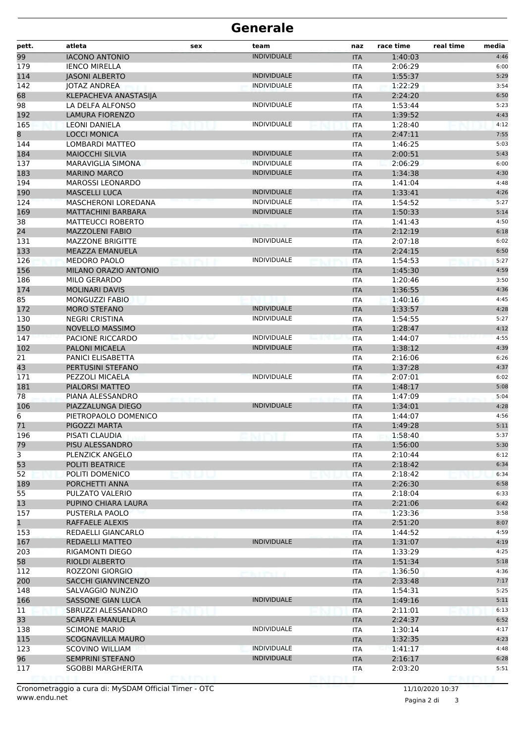# Generale

| pett. | atleta | sex | team | naz | race time | real time | media |
|---|---|---|---|---|---|---|---|
| 99 | IACONO ANTONIO | | INDIVIDUALE | ITA | 1:40:03 | | 4:46 |
| 179 | IENCO MIRELLA | | | ITA | 2:06:29 | | 6:00 |
| 114 | JASONI ALBERTO | | INDIVIDUALE | ITA | 1:55:37 | | 5:29 |
| 142 | JOTAZ ANDREA | | INDIVIDUALE | ITA | 1:22:29 | | 3:54 |
| 68 | KLEPACHEVA ANASTASIJA | | | ITA | 2:24:20 | | 6:50 |
| 98 | LA DELFA ALFONSO | | INDIVIDUALE | ITA | 1:53:44 | | 5:23 |
| 192 | LAMURA FIORENZO | | | ITA | 1:39:52 | | 4:43 |
| 165 | LEONI DANIELA | | INDIVIDUALE | ITA | 1:28:40 | | 4:12 |
| 8 | LOCCI MONICA | | | ITA | 2:47:11 | | 7:55 |
| 144 | LOMBARDI MATTEO | | | ITA | 1:46:25 | | 5:03 |
| 184 | MAIOCCHI SILVIA | | INDIVIDUALE | ITA | 2:00:51 | | 5:43 |
| 137 | MARAVIGLIA SIMONA | | INDIVIDUALE | ITA | 2:06:29 | | 6:00 |
| 183 | MARINO MARCO | | INDIVIDUALE | ITA | 1:34:38 | | 4:30 |
| 194 | MAROSSI LEONARDO | | | ITA | 1:41:04 | | 4:48 |
| 190 | MASCELLI LUCA | | INDIVIDUALE | ITA | 1:33:41 | | 4:26 |
| 124 | MASCHERONI LOREDANA | | INDIVIDUALE | ITA | 1:54:52 | | 5:27 |
| 169 | MATTACHINI BARBARA | | INDIVIDUALE | ITA | 1:50:33 | | 5:14 |
| 38 | MATTEUCCI ROBERTO | | | ITA | 1:41:43 | | 4:50 |
| 24 | MAZZOLENI FABIO | | | ITA | 2:12:19 | | 6:18 |
| 131 | MAZZONE BRIGITTE | | INDIVIDUALE | ITA | 2:07:18 | | 6:02 |
| 133 | MEAZZA EMANUELA | | | ITA | 2:24:15 | | 6:50 |
| 126 | MEDORO PAOLO | | INDIVIDUALE | ITA | 1:54:53 | | 5:27 |
| 156 | MILANO ORAZIO ANTONIO | | | ITA | 1:45:30 | | 4:59 |
| 186 | MILO GERARDO | | | ITA | 1:20:46 | | 3:50 |
| 174 | MOLINARI DAVIS | | | ITA | 1:36:55 | | 4:36 |
| 85 | MONGUZZI FABIO | | | ITA | 1:40:16 | | 4:45 |
| 172 | MORO STEFANO | | INDIVIDUALE | ITA | 1:33:57 | | 4:28 |
| 130 | NEGRI CRISTINA | | INDIVIDUALE | ITA | 1:54:55 | | 5:27 |
| 150 | NOVELLO MASSIMO | | | ITA | 1:28:47 | | 4:12 |
| 147 | PACIONE RICCARDO | | INDIVIDUALE | ITA | 1:44:07 | | 4:55 |
| 102 | PALONI MICAELA | | INDIVIDUALE | ITA | 1:38:12 | | 4:39 |
| 21 | PANICI ELISABETTA | | | ITA | 2:16:06 | | 6:26 |
| 43 | PERTUSINI STEFANO | | | ITA | 1:37:28 | | 4:37 |
| 171 | PEZZOLI MICAELA | | INDIVIDUALE | ITA | 2:07:01 | | 6:02 |
| 181 | PIALORSI MATTEO | | | ITA | 1:48:17 | | 5:08 |
| 78 | PIANA ALESSANDRO | | | ITA | 1:47:09 | | 5:04 |
| 106 | PIAZZALUNGA DIEGO | | INDIVIDUALE | ITA | 1:34:01 | | 4:28 |
| 6 | PIETROPAOLO DOMENICO | | | ITA | 1:44:07 | | 4:56 |
| 71 | PIGOZZI MARTA | | | ITA | 1:49:28 | | 5:11 |
| 196 | PISATI CLAUDIA | | | ITA | 1:58:40 | | 5:37 |
| 79 | PISU ALESSANDRO | | | ITA | 1:56:00 | | 5:30 |
| 3 | PLENZICK ANGELO | | | ITA | 2:10:44 | | 6:12 |
| 53 | POLITI BEATRICE | | | ITA | 2:18:42 | | 6:34 |
| 52 | POLITI DOMENICO | | | ITA | 2:18:42 | | 6:34 |
| 189 | PORCHETTI ANNA | | | ITA | 2:26:30 | | 6:58 |
| 55 | PULZATO VALERIO | | | ITA | 2:18:04 | | 6:33 |
| 13 | PUPINO CHIARA LAURA | | | ITA | 2:21:06 | | 6:42 |
| 157 | PUSTERLA PAOLO | | | ITA | 1:23:36 | | 3:58 |
| 1 | RAFFAELE ALEXIS | | | ITA | 2:51:20 | | 8:07 |
| 153 | REDAELLI GIANCARLO | | | ITA | 1:44:52 | | 4:59 |
| 167 | REDAELLI MATTEO | | INDIVIDUALE | ITA | 1:31:07 | | 4:19 |
| 203 | RIGAMONTI DIEGO | | | ITA | 1:33:29 | | 4:25 |
| 58 | RIOLDI ALBERTO | | | ITA | 1:51:34 | | 5:18 |
| 112 | ROZZONI GIORGIO | | | ITA | 1:36:50 | | 4:36 |
| 200 | SACCHI GIANVINCENZO | | | ITA | 2:33:48 | | 7:17 |
| 148 | SALVAGGIO NUNZIO | | | ITA | 1:54:31 | | 5:25 |
| 166 | SASSONE GIAN LUCA | | INDIVIDUALE | ITA | 1:49:16 | | 5:11 |
| 11 | SBRUZZI ALESSANDRO | | | ITA | 2:11:01 | | 6:13 |
| 33 | SCARPA EMANUELA | | | ITA | 2:24:37 | | 6:52 |
| 138 | SCIMONE MARIO | | INDIVIDUALE | ITA | 1:30:14 | | 4:17 |
| 115 | SCOGNAVILLA MAURO | | | ITA | 1:32:35 | | 4:23 |
| 123 | SCOVINO WILLIAM | | INDIVIDUALE | ITA | 1:41:17 | | 4:48 |
| 96 | SEMPRINI STEFANO | | INDIVIDUALE | ITA | 2:16:17 | | 6:28 |
| 117 | SGOBBI MARGHERITA | | | ITA | 2:03:20 | | 5:51 |

Cronometraggio a cura di: MySDAM Official Timer - OTC
www.endu.net

11/10/2020 10:37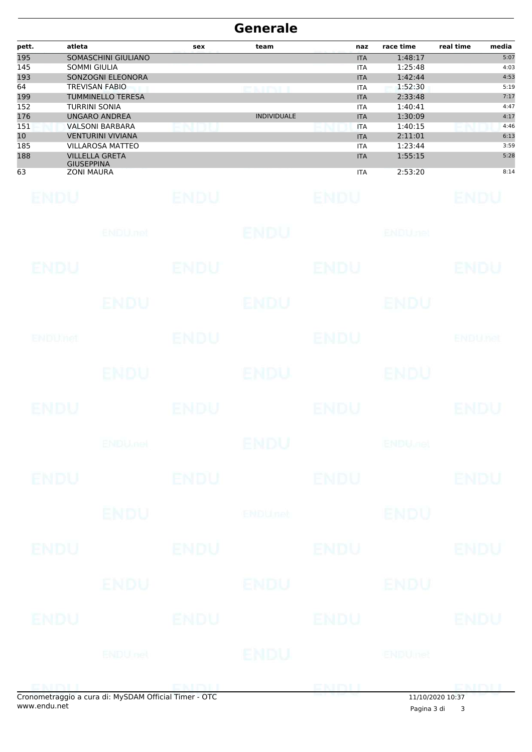## Generale

| pett. | atleta | sex | team | naz | race time | real time | media |
|---|---|---|---|---|---|---|---|
| 195 | SOMASCHINI GIULIANO | | | ITA | 1:48:17 | | 5:07 |
| 145 | SOMMI GIULIA | | | ITA | 1:25:48 | | 4:03 |
| 193 | SONZOGNI ELEONORA | | | ITA | 1:42:44 | | 4:53 |
| 64 | TREVISAN FABIO | | | ITA | 1:52:30 | | 5:19 |
| 199 | TUMMINELLO TERESA | | | ITA | 2:33:48 | | 7:17 |
| 152 | TURRINI SONIA | | | ITA | 1:40:41 | | 4:47 |
| 176 | UNGARO ANDREA | | INDIVIDUALE | ITA | 1:30:09 | | 4:17 |
| 151 | VALSONI BARBARA | | | ITA | 1:40:15 | | 4:46 |
| 10 | VENTURINI VIVIANA | | | ITA | 2:11:01 | | 6:13 |
| 185 | VILLAROSA MATTEO | | | ITA | 1:23:44 | | 3:59 |
| 188 | VILLELLA GRETA GIUSEPPINA | | | ITA | 1:55:15 | | 5:28 |
| 63 | ZONI MAURA | | | ITA | 2:53:20 | | 8:14 |

Cronometraggio a cura di: MySDAM Official Timer - OTC
www.endu.net

11/10/2020 10:37